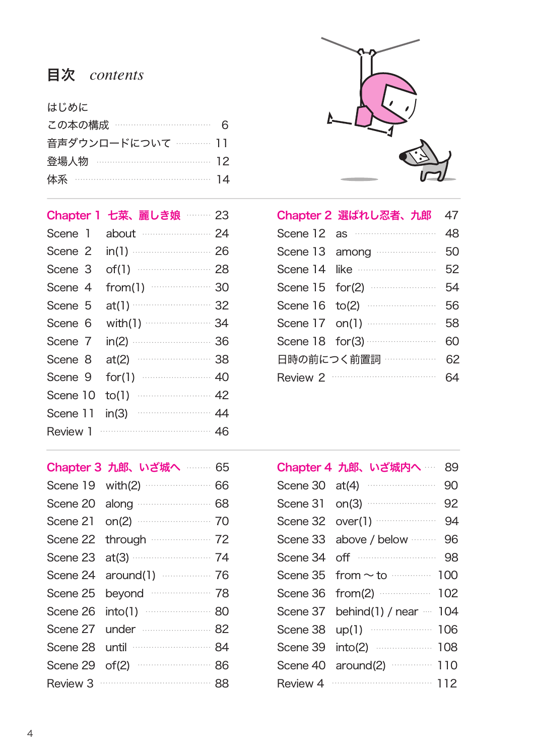# 目次　*contents*

- はじめに
- この本の構成 …… 6
- 音声ダウンロードについて …… 11
- 登場人物 …… 12
- 体系 …… 14

## Chapter 1　七菜、麗しき娘 …… 23

- Scene 1　about …… 24
- Scene 2　in(1) …… 26
- Scene 3　of(1) …… 28
- Scene 4　from(1) …… 30
- Scene 5　at(1) …… 32
- Scene 6　with(1) …… 34
- Scene 7　in(2) …… 36
- Scene 8　at(2) …… 38
- Scene 9　for(1) …… 40
- Scene 10　to(1) …… 42
- Scene 11　in(3) …… 44
- Review 1 …… 46

## Chapter 2　選ばれし忍者、九郎　47

- Scene 12　as …… 48
- Scene 13　among …… 50
- Scene 14　like …… 52
- Scene 15　for(2) …… 54
- Scene 16　to(2) …… 56
- Scene 17　on(1) …… 58
- Scene 18　for(3) …… 60
- 日時の前につく前置詞 …… 62
- Review 2 …… 64

## Chapter 3　九郎、いざ城へ …… 65

- Scene 19　with(2) …… 66
- Scene 20　along …… 68
- Scene 21　on(2) …… 70
- Scene 22　through …… 72
- Scene 23　at(3) …… 74
- Scene 24　around(1) …… 76
- Scene 25　beyond …… 78
- Scene 26　into(1) …… 80
- Scene 27　under …… 82
- Scene 28　until …… 84
- Scene 29　of(2) …… 86
- Review 3 …… 88

## Chapter 4　九郎、いざ城内へ …… 89

- Scene 30　at(4) …… 90
- Scene 31　on(3) …… 92
- Scene 32　over(1) …… 94
- Scene 33　above / below …… 96
- Scene 34　off …… 98
- Scene 35　from ～ to …… 100
- Scene 36　from(2) …… 102
- Scene 37　behind(1) / near …… 104
- Scene 38　up(1) …… 106
- Scene 39　into(2) …… 108
- Scene 40　around(2) …… 110
- Review 4 …… 112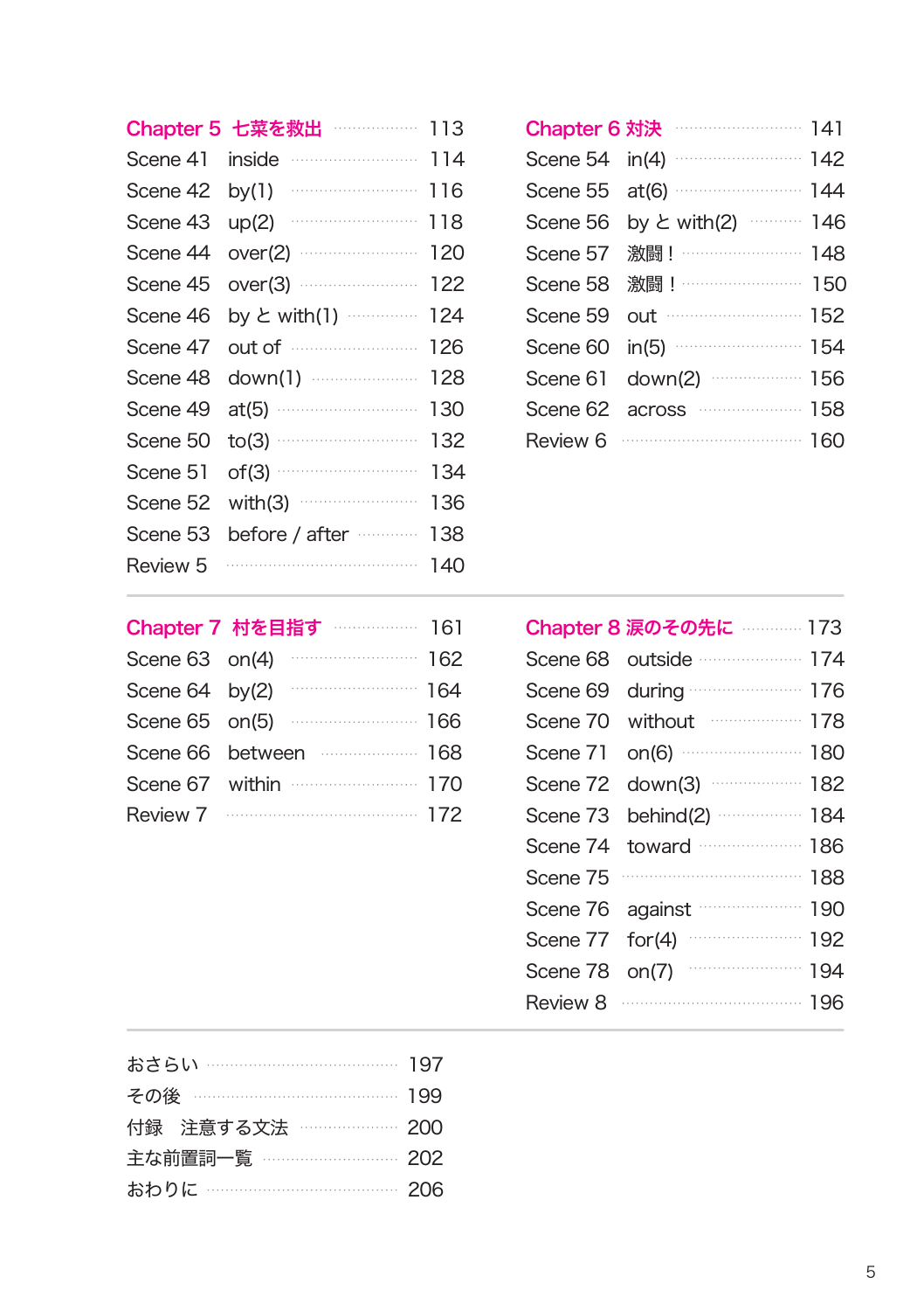## Chapter 5 七菜を救出 ………… 113

Scene 41 inside ………… 114
Scene 42 by(1) ………… 116
Scene 43 up(2) ………… 118
Scene 44 over(2) ………… 120
Scene 45 over(3) ………… 122
Scene 46 by と with(1) ………… 124
Scene 47 out of ………… 126
Scene 48 down(1) ………… 128
Scene 49 at(5) ………… 130
Scene 50 to(3) ………… 132
Scene 51 of(3) ………… 134
Scene 52 with(3) ………… 136
Scene 53 before / after ………… 138
Review 5 ………… 140

## Chapter 6 対決 ………… 141

Scene 54 in(4) ………… 142
Scene 55 at(6) ………… 144
Scene 56 by と with(2) ………… 146
Scene 57 激闘！ ………… 148
Scene 58 激闘！ ………… 150
Scene 59 out ………… 152
Scene 60 in(5) ………… 154
Scene 61 down(2) ………… 156
Scene 62 across ………… 158
Review 6 ………… 160

## Chapter 7 村を目指す ………… 161

Scene 63 on(4) ………… 162
Scene 64 by(2) ………… 164
Scene 65 on(5) ………… 166
Scene 66 between ………… 168
Scene 67 within ………… 170
Review 7 ………… 172

## Chapter 8 涙のその先に ………… 173

Scene 68 outside ………… 174
Scene 69 during ………… 176
Scene 70 without ………… 178
Scene 71 on(6) ………… 180
Scene 72 down(3) ………… 182
Scene 73 behind(2) ………… 184
Scene 74 toward ………… 186
Scene 75 ………… 188
Scene 76 against ………… 190
Scene 77 for(4) ………… 192
Scene 78 on(7) ………… 194
Review 8 ………… 196

おさらい ………… 197
その後 ………… 199
付録　注意する文法 ………… 200
主な前置詞一覧 ………… 202
おわりに ………… 206